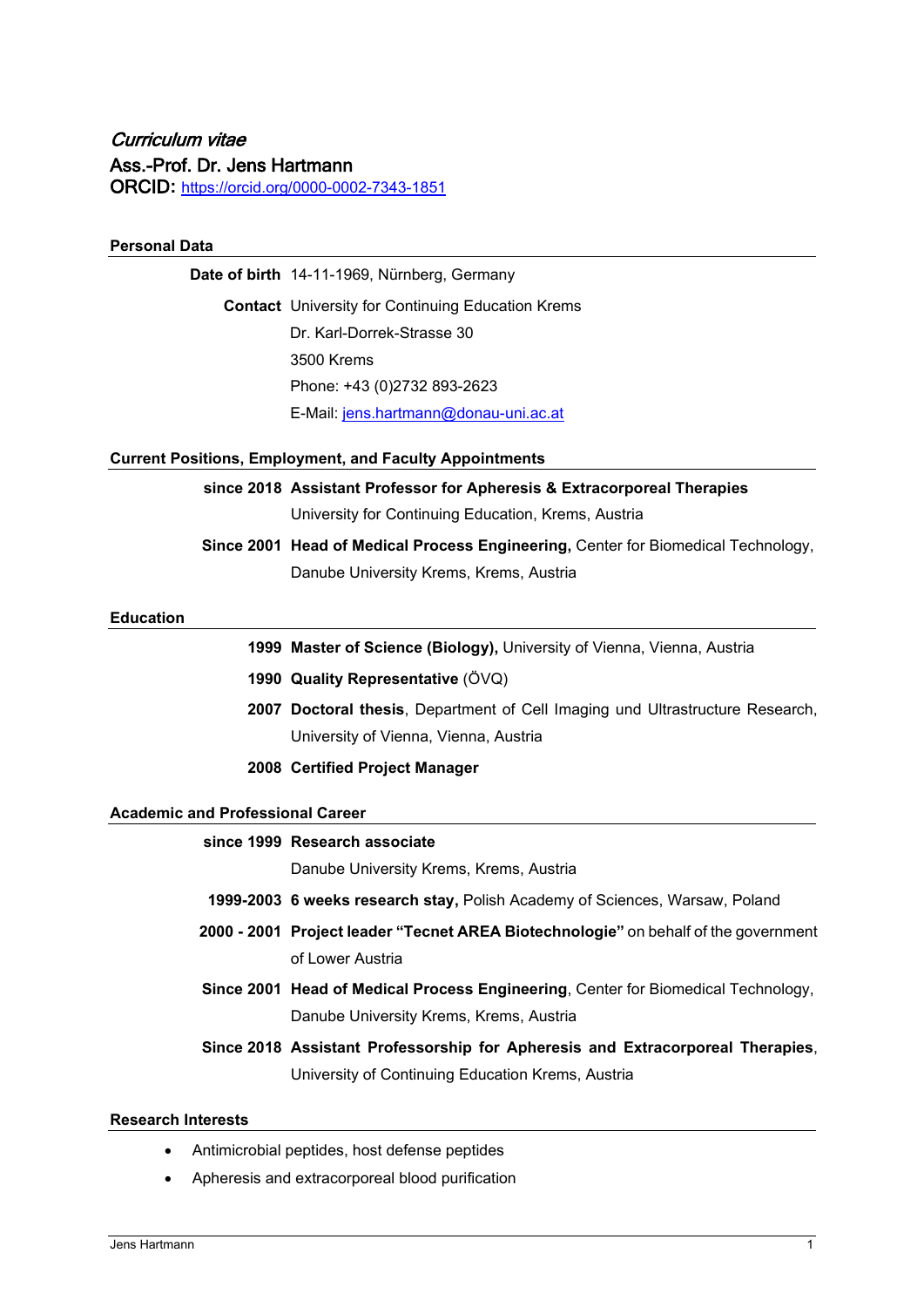*Curriculum vitae*

# Ass.-Prof. Dr. Jens Hartmann

**ORCID:** https://orcid.org/0000-0002-7343-1851

## Personal Data

**Date of birth** 14-11-1969, Nürnberg, Germany

**Contact** University for Continuing Education Krems
Dr. Karl-Dorrek-Strasse 30
3500 Krems
Phone: +43 (0)2732 893-2623
E-Mail: jens.hartmann@donau-uni.ac.at

## Current Positions, Employment, and Faculty Appointments

**since 2018** **Assistant Professor for Apheresis & Extracorporeal Therapies**
University for Continuing Education, Krems, Austria

**Since 2001** **Head of Medical Process Engineering,** Center for Biomedical Technology, Danube University Krems, Krems, Austria

## Education

**1999** **Master of Science (Biology),** University of Vienna, Vienna, Austria

**1990** **Quality Representative** (ÖVQ)

**2007** **Doctoral thesis**, Department of Cell Imaging und Ultrastructure Research, University of Vienna, Vienna, Austria

**2008** **Certified Project Manager**

## Academic and Professional Career

**since 1999** **Research associate**
Danube University Krems, Krems, Austria

**1999-2003** **6 weeks research stay,** Polish Academy of Sciences, Warsaw, Poland

**2000 - 2001** **Project leader "Tecnet AREA Biotechnologie"** on behalf of the government of Lower Austria

**Since 2001** **Head of Medical Process Engineering**, Center for Biomedical Technology, Danube University Krems, Krems, Austria

**Since 2018** **Assistant Professorship for Apheresis and Extracorporeal Therapies**, University of Continuing Education Krems, Austria

## Research Interests

- Antimicrobial peptides, host defense peptides
- Apheresis and extracorporeal blood purification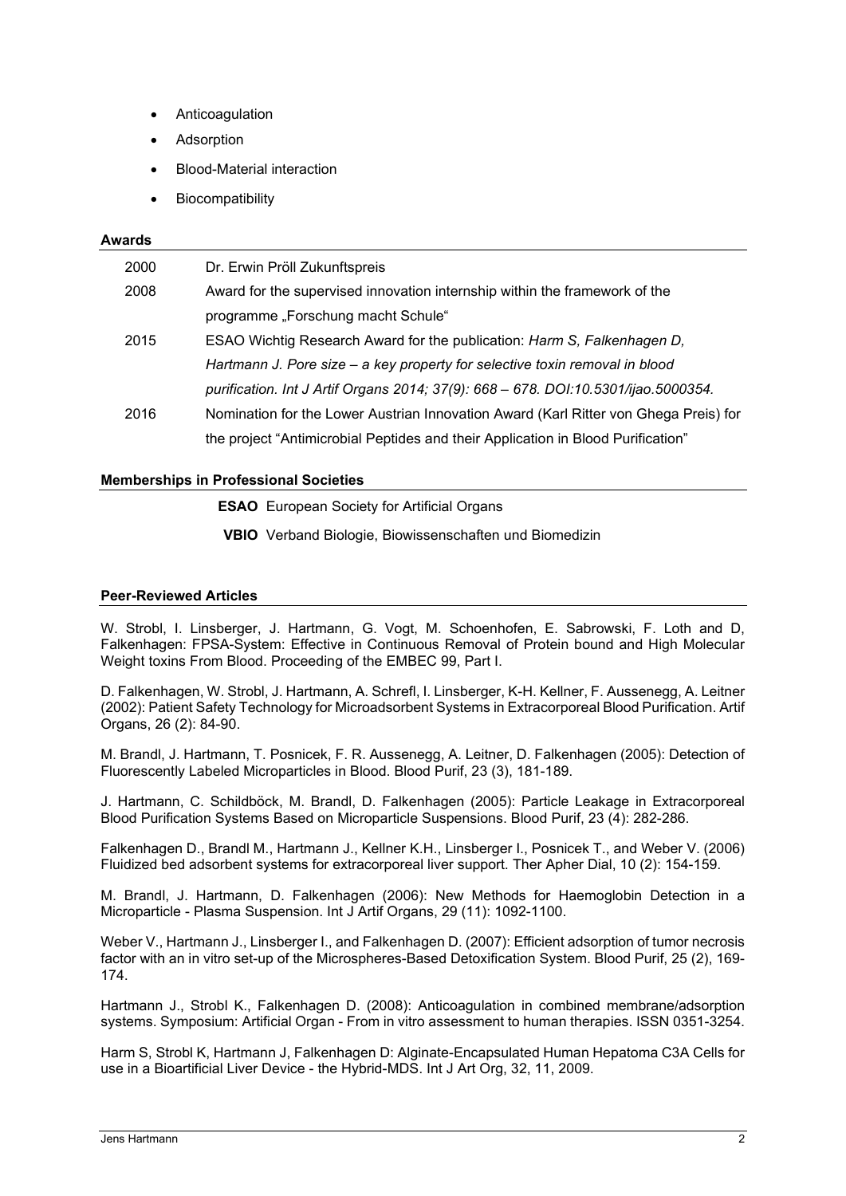- Anticoagulation
- Adsorption
- Blood-Material interaction
- Biocompatibility

**Awards**

| | |
|---|---|
| 2000 | Dr. Erwin Pröll Zukunftspreis |
| 2008 | Award for the supervised innovation internship within the framework of the programme „Forschung macht Schule“ |
| 2015 | ESAO Wichtig Research Award for the publication: *Harm S, Falkenhagen D, Hartmann J. Pore size – a key property for selective toxin removal in blood purification. Int J Artif Organs 2014; 37(9): 668 – 678. DOI:10.5301/ijao.5000354.* |
| 2016 | Nomination for the Lower Austrian Innovation Award (Karl Ritter von Ghega Preis) for the project “Antimicrobial Peptides and their Application in Blood Purification” |

**Memberships in Professional Societies**

**ESAO** European Society for Artificial Organs

**VBIO** Verband Biologie, Biowissenschaften und Biomedizin

**Peer-Reviewed Articles**

W. Strobl, I. Linsberger, J. Hartmann, G. Vogt, M. Schoenhofen, E. Sabrowski, F. Loth and D, Falkenhagen: FPSA-System: Effective in Continuous Removal of Protein bound and High Molecular Weight toxins From Blood. Proceeding of the EMBEC 99, Part I.

D. Falkenhagen, W. Strobl, J. Hartmann, A. Schrefl, I. Linsberger, K-H. Kellner, F. Aussenegg, A. Leitner (2002): Patient Safety Technology for Microadsorbent Systems in Extracorporeal Blood Purification. Artif Organs, 26 (2): 84-90.

M. Brandl, J. Hartmann, T. Posnicek, F. R. Aussenegg, A. Leitner, D. Falkenhagen (2005): Detection of Fluorescently Labeled Microparticles in Blood. Blood Purif, 23 (3), 181-189.

J. Hartmann, C. Schildböck, M. Brandl, D. Falkenhagen (2005): Particle Leakage in Extracorporeal Blood Purification Systems Based on Microparticle Suspensions. Blood Purif, 23 (4): 282-286.

Falkenhagen D., Brandl M., Hartmann J., Kellner K.H., Linsberger I., Posnicek T., and Weber V. (2006) Fluidized bed adsorbent systems for extracorporeal liver support. Ther Apher Dial, 10 (2): 154-159.

M. Brandl, J. Hartmann, D. Falkenhagen (2006): New Methods for Haemoglobin Detection in a Microparticle - Plasma Suspension. Int J Artif Organs, 29 (11): 1092-1100.

Weber V., Hartmann J., Linsberger I., and Falkenhagen D. (2007): Efficient adsorption of tumor necrosis factor with an in vitro set-up of the Microspheres-Based Detoxification System. Blood Purif, 25 (2), 169-174.

Hartmann J., Strobl K., Falkenhagen D. (2008): Anticoagulation in combined membrane/adsorption systems. Symposium: Artificial Organ - From in vitro assessment to human therapies. ISSN 0351-3254.

Harm S, Strobl K, Hartmann J, Falkenhagen D: Alginate-Encapsulated Human Hepatoma C3A Cells for use in a Bioartificial Liver Device - the Hybrid-MDS. Int J Art Org, 32, 11, 2009.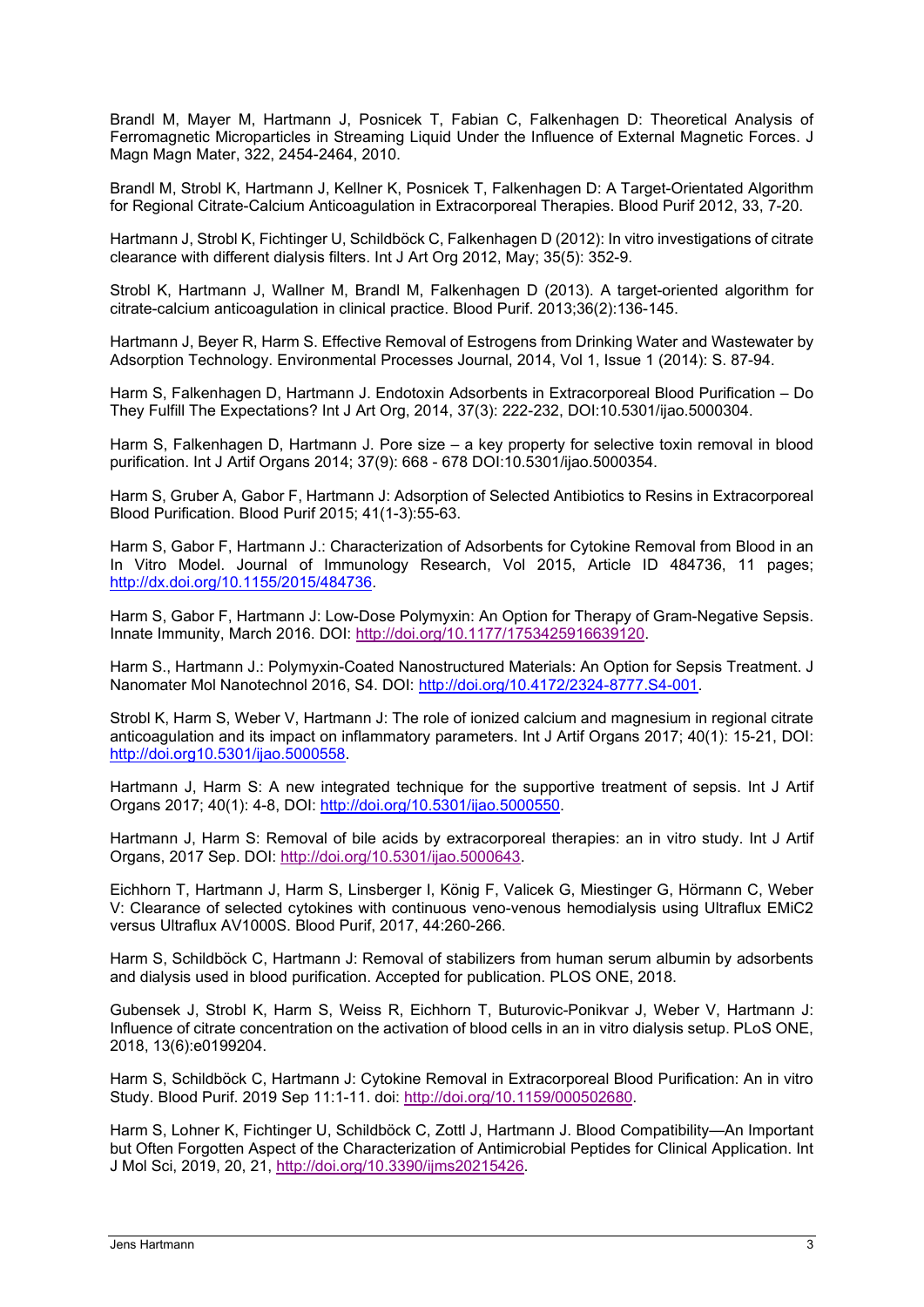Brandl M, Mayer M, Hartmann J, Posnicek T, Fabian C, Falkenhagen D: Theoretical Analysis of Ferromagnetic Microparticles in Streaming Liquid Under the Influence of External Magnetic Forces. J Magn Magn Mater, 322, 2454-2464, 2010.

Brandl M, Strobl K, Hartmann J, Kellner K, Posnicek T, Falkenhagen D: A Target-Orientated Algorithm for Regional Citrate-Calcium Anticoagulation in Extracorporeal Therapies. Blood Purif 2012, 33, 7-20.

Hartmann J, Strobl K, Fichtinger U, Schildböck C, Falkenhagen D (2012): In vitro investigations of citrate clearance with different dialysis filters. Int J Art Org 2012, May; 35(5): 352-9.

Strobl K, Hartmann J, Wallner M, Brandl M, Falkenhagen D (2013). A target-oriented algorithm for citrate-calcium anticoagulation in clinical practice. Blood Purif. 2013;36(2):136-145.

Hartmann J, Beyer R, Harm S. Effective Removal of Estrogens from Drinking Water and Wastewater by Adsorption Technology. Environmental Processes Journal, 2014, Vol 1, Issue 1 (2014): S. 87-94.

Harm S, Falkenhagen D, Hartmann J. Endotoxin Adsorbents in Extracorporeal Blood Purification – Do They Fulfill The Expectations? Int J Art Org, 2014, 37(3): 222-232, DOI:10.5301/ijao.5000304.

Harm S, Falkenhagen D, Hartmann J. Pore size – a key property for selective toxin removal in blood purification. Int J Artif Organs 2014; 37(9): 668 - 678 DOI:10.5301/ijao.5000354.

Harm S, Gruber A, Gabor F, Hartmann J: Adsorption of Selected Antibiotics to Resins in Extracorporeal Blood Purification. Blood Purif 2015; 41(1-3):55-63.

Harm S, Gabor F, Hartmann J.: Characterization of Adsorbents for Cytokine Removal from Blood in an In Vitro Model. Journal of Immunology Research, Vol 2015, Article ID 484736, 11 pages; http://dx.doi.org/10.1155/2015/484736.

Harm S, Gabor F, Hartmann J: Low-Dose Polymyxin: An Option for Therapy of Gram-Negative Sepsis. Innate Immunity, March 2016. DOI: http://doi.org/10.1177/1753425916639120.

Harm S., Hartmann J.: Polymyxin-Coated Nanostructured Materials: An Option for Sepsis Treatment. J Nanomater Mol Nanotechnol 2016, S4. DOI: http://doi.org/10.4172/2324-8777.S4-001.

Strobl K, Harm S, Weber V, Hartmann J: The role of ionized calcium and magnesium in regional citrate anticoagulation and its impact on inflammatory parameters. Int J Artif Organs 2017; 40(1): 15-21, DOI: http://doi.org10.5301/ijao.5000558.

Hartmann J, Harm S: A new integrated technique for the supportive treatment of sepsis. Int J Artif Organs 2017; 40(1): 4-8, DOI: http://doi.org/10.5301/ijao.5000550.

Hartmann J, Harm S: Removal of bile acids by extracorporeal therapies: an in vitro study. Int J Artif Organs, 2017 Sep. DOI: http://doi.org/10.5301/ijao.5000643.

Eichhorn T, Hartmann J, Harm S, Linsberger I, König F, Valicek G, Miestinger G, Hörmann C, Weber V: Clearance of selected cytokines with continuous veno-venous hemodialysis using Ultraflux EMiC2 versus Ultraflux AV1000S. Blood Purif, 2017, 44:260-266.

Harm S, Schildböck C, Hartmann J: Removal of stabilizers from human serum albumin by adsorbents and dialysis used in blood purification. Accepted for publication. PLOS ONE, 2018.

Gubensek J, Strobl K, Harm S, Weiss R, Eichhorn T, Buturovic-Ponikvar J, Weber V, Hartmann J: Influence of citrate concentration on the activation of blood cells in an in vitro dialysis setup. PLoS ONE, 2018, 13(6):e0199204.

Harm S, Schildböck C, Hartmann J: Cytokine Removal in Extracorporeal Blood Purification: An in vitro Study. Blood Purif. 2019 Sep 11:1-11. doi: http://doi.org/10.1159/000502680.

Harm S, Lohner K, Fichtinger U, Schildböck C, Zottl J, Hartmann J. Blood Compatibility—An Important but Often Forgotten Aspect of the Characterization of Antimicrobial Peptides for Clinical Application. Int J Mol Sci, 2019, 20, 21, http://doi.org/10.3390/ijms20215426.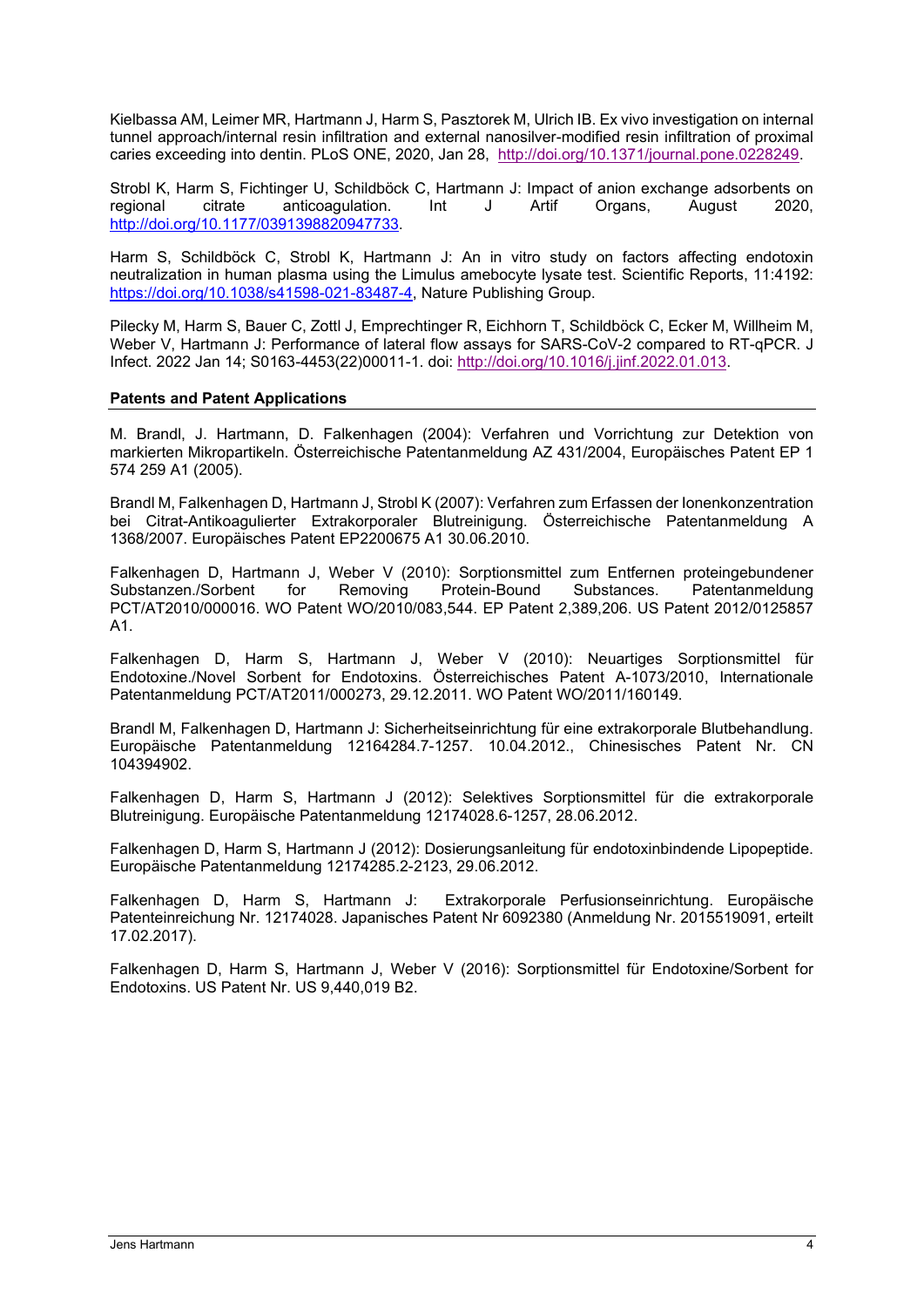Kielbassa AM, Leimer MR, Hartmann J, Harm S, Pasztorek M, Ulrich IB. Ex vivo investigation on internal tunnel approach/internal resin infiltration and external nanosilver-modified resin infiltration of proximal caries exceeding into dentin. PLoS ONE, 2020, Jan 28, http://doi.org/10.1371/journal.pone.0228249.

Strobl K, Harm S, Fichtinger U, Schildböck C, Hartmann J: Impact of anion exchange adsorbents on regional citrate anticoagulation. Int J Artif Organs, August 2020, http://doi.org/10.1177/0391398820947733.

Harm S, Schildböck C, Strobl K, Hartmann J: An in vitro study on factors affecting endotoxin neutralization in human plasma using the Limulus amebocyte lysate test. Scientific Reports, 11:4192: https://doi.org/10.1038/s41598-021-83487-4, Nature Publishing Group.

Pilecky M, Harm S, Bauer C, Zottl J, Emprechtinger R, Eichhorn T, Schildböck C, Ecker M, Willheim M, Weber V, Hartmann J: Performance of lateral flow assays for SARS-CoV-2 compared to RT-qPCR. J Infect. 2022 Jan 14; S0163-4453(22)00011-1. doi: http://doi.org/10.1016/j.jinf.2022.01.013.

## Patents and Patent Applications

M. Brandl, J. Hartmann, D. Falkenhagen (2004): Verfahren und Vorrichtung zur Detektion von markierten Mikropartikeln. Österreichische Patentanmeldung AZ 431/2004, Europäisches Patent EP 1 574 259 A1 (2005).

Brandl M, Falkenhagen D, Hartmann J, Strobl K (2007): Verfahren zum Erfassen der Ionenkonzentration bei Citrat-Antikoagulierter Extrakorporaler Blutreinigung. Österreichische Patentanmeldung A 1368/2007. Europäisches Patent EP2200675 A1 30.06.2010.

Falkenhagen D, Hartmann J, Weber V (2010): Sorptionsmittel zum Entfernen proteingebundener Substanzen./Sorbent for Removing Protein-Bound Substances. Patentanmeldung PCT/AT2010/000016. WO Patent WO/2010/083,544. EP Patent 2,389,206. US Patent 2012/0125857 A1.

Falkenhagen D, Harm S, Hartmann J, Weber V (2010): Neuartiges Sorptionsmittel für Endotoxine./Novel Sorbent for Endotoxins. Österreichisches Patent A-1073/2010, Internationale Patentanmeldung PCT/AT2011/000273, 29.12.2011. WO Patent WO/2011/160149.

Brandl M, Falkenhagen D, Hartmann J: Sicherheitseinrichtung für eine extrakorporale Blutbehandlung. Europäische Patentanmeldung 12164284.7-1257. 10.04.2012., Chinesisches Patent Nr. CN 104394902.

Falkenhagen D, Harm S, Hartmann J (2012): Selektives Sorptionsmittel für die extrakorporale Blutreinigung. Europäische Patentanmeldung 12174028.6-1257, 28.06.2012.

Falkenhagen D, Harm S, Hartmann J (2012): Dosierungsanleitung für endotoxinbindende Lipopeptide. Europäische Patentanmeldung 12174285.2-2123, 29.06.2012.

Falkenhagen D, Harm S, Hartmann J: Extrakorporale Perfusionseinrichtung. Europäische Patenteinreichung Nr. 12174028. Japanisches Patent Nr 6092380 (Anmeldung Nr. 2015519091, erteilt 17.02.2017).

Falkenhagen D, Harm S, Hartmann J, Weber V (2016): Sorptionsmittel für Endotoxine/Sorbent for Endotoxins. US Patent Nr. US 9,440,019 B2.